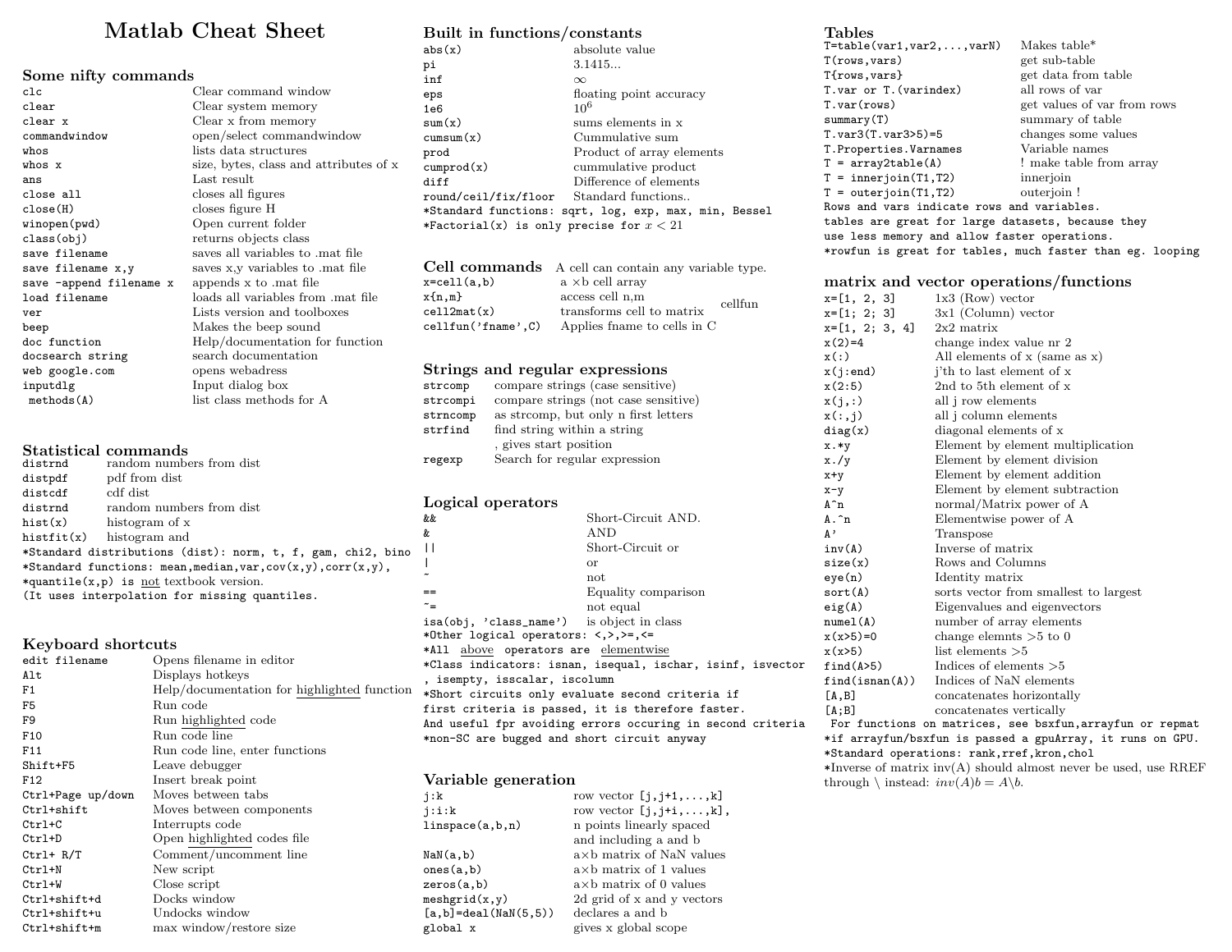# Matlab Cheat Sheet

## Some nifty commands

| | |
|---|---|
| `clc` | Clear command window |
| `clear` | Clear system memory |
| `clear x` | Clear x from memory |
| `commandwindow` | open/select commandwindow |
| `whos` | lists data structures |
| `whos x` | size, bytes, class and attributes of x |
| `ans` | Last result |
| `close all` | closes all figures |
| `close(H)` | closes figure H |
| `winopen(pwd)` | Open current folder |
| `class(obj)` | returns objects class |
| `save filename` | saves all variables to .mat file |
| `save filename x,y` | saves x,y variables to .mat file |
| `save -append filename x` | appends x to .mat file |
| `load filename` | loads all variables from .mat file |
| `ver` | Lists version and toolboxes |
| `beep` | Makes the beep sound |
| `doc function` | Help/documentation for function |
| `docsearch string` | search documentation |
| `web google.com` | opens webadress |
| `inputdlg` | Input dialog box |
| `methods(A)` | list class methods for A |

## Statistical commands

| | |
|---|---|
| `distrnd` | random numbers from dist |
| `distpdf` | pdf from dist |
| `distcdf` | cdf dist |
| `distrnd` | random numbers from dist |
| `hist(x)` | histogram of x |
| `histfit(x)` | histogram and |

*Standard distributions (dist): norm, t, f, gam, chi2, bino
*Standard functions: mean,median,var,cov(x,y),corr(x,y),
*quantile(x,p) is not textbook version.
(It uses interpolation for missing quantiles.

## Keyboard shortcuts

| | |
|---|---|
| `edit filename` | Opens filename in editor |
| `Alt` | Displays hotkeys |
| `F1` | Help/documentation for highlighted function |
| `F5` | Run code |
| `F9` | Run highlighted code |
| `F10` | Run code line |
| `F11` | Run code line, enter functions |
| `Shift+F5` | Leave debugger |
| `F12` | Insert break point |
| `Ctrl+Page up/down` | Moves between tabs |
| `Ctrl+shift` | Moves between components |
| `Ctrl+C` | Interrupts code |
| `Ctrl+D` | Open highlighted codes file |
| `Ctrl+ R/T` | Comment/uncomment line |
| `Ctrl+N` | New script |
| `Ctrl+W` | Close script |
| `Ctrl+shift+d` | Docks window |
| `Ctrl+shift+u` | Undocks window |
| `Ctrl+shift+m` | max window/restore size |

## Built in functions/constants

| | |
|---|---|
| `abs(x)` | absolute value |
| `pi` | 3.1415... |
| `inf` | $\infty$ |
| `eps` | floating point accuracy |
| `1e6` | $10^6$ |
| `sum(x)` | sums elements in x |
| `cumsum(x)` | Cummulative sum |
| `prod` | Product of array elements |
| `cumprod(x)` | cummulative product |
| `diff` | Difference of elements |
| `round/ceil/fix/floor` | Standard functions.. |

*Standard functions: sqrt, log, exp, max, min, Bessel
*Factorial(x) is only precise for $x < 21$

## Cell commands

A cell can contain any variable type.

| | | |
|---|---|---|
| `x=cell(a,b)` | a ×b cell array | |
| `x{n,m}` | access cell n,m | |
| `cell2mat(x)` | transforms cell to matrix | cellfun |
| `cellfun('fname',C)` | Applies fname to cells in C | |

## Strings and regular expressions

| | |
|---|---|
| `strcomp` | compare strings (case sensitive) |
| `strcompi` | compare strings (not case sensitive) |
| `strncomp` | as strcomp, but only n first letters |
| `strfind` | find string within a string, gives start position |
| `regexp` | Search for regular expression |

## Logical operators

| | |
|---|---|
| `&&` | Short-Circuit AND. |
| `&` | AND |
| `\|\|` | Short-Circuit or |
| `\|` | or |
| `~` | not |
| `==` | Equality comparison |
| `~=` | not equal |
| `isa(obj, 'class_name')` | is object in class |

*Other logical operators: <,>,>=,<=
*All above operators are elementwise
*Class indicators: isnan, isequal, ischar, isinf, isvector, isempty, isscalar, iscolumn
*Short circuits only evaluate second criteria if first criteria is passed, it is therefore faster. And useful fpr avoiding errors occuring in second criteria
*non-SC are bugged and short circuit anyway

## Variable generation

| | |
|---|---|
| `j:k` | row vector [j,j+1,...,k] |
| `j:i:k` | row vector [j,j+i,...,k], |
| `linspace(a,b,n)` | n points linearly spaced and including a and b |
| `NaN(a,b)` | a×b matrix of NaN values |
| `ones(a,b)` | a×b matrix of 1 values |
| `zeros(a,b)` | a×b matrix of 0 values |
| `meshgrid(x,y)` | 2d grid of x and y vectors |
| `[a,b]=deal(NaN(5,5))` | declares a and b |
| `global x` | gives x global scope |

## Tables

| | |
|---|---|
| `T=table(var1,var2,...,varN)` | Makes table* |
| `T(rows,vars)` | get sub-table |
| `T{rows,vars}` | get data from table |
| `T.var or T.(varindex)` | all rows of var |
| `T.var(rows)` | get values of var from rows |
| `summary(T)` | summary of table |
| `T.var3(T.var3>5)=5` | changes some values |
| `T.Properties.Varnames` | Variable names |
| `T = array2table(A)` | ! make table from array |
| `T = innerjoin(T1,T2)` | innerjoin |
| `T = outerjoin(T1,T2)` | outerjoin ! |

Rows and vars indicate rows and variables.
tables are great for large datasets, because they use less memory and allow faster operations.
*rowfun is great for tables, much faster than eg. looping

## matrix and vector operations/functions

| | |
|---|---|
| `x=[1, 2, 3]` | 1x3 (Row) vector |
| `x=[1; 2; 3]` | 3x1 (Column) vector |
| `x=[1, 2; 3, 4]` | 2x2 matrix |
| `x(2)=4` | change index value nr 2 |
| `x(:)` | All elements of x (same as x) |
| `x(j:end)` | j'th to last element of x |
| `x(2:5)` | 2nd to 5th element of x |
| `x(j,:)` | all j row elements |
| `x(:,j)` | all j column elements |
| `diag(x)` | diagonal elements of x |
| `x.*y` | Element by element multiplication |
| `x./y` | Element by element division |
| `x+y` | Element by element addition |
| `x-y` | Element by element subtraction |
| `A^n` | normal/Matrix power of A |
| `A.^n` | Elementwise power of A |
| `A'` | Transpose |
| `inv(A)` | Inverse of matrix |
| `size(x)` | Rows and Columns |
| `eye(n)` | Identity matrix |
| `sort(A)` | sorts vector from smallest to largest |
| `eig(A)` | Eigenvalues and eigenvectors |
| `numel(A)` | number of array elements |
| `x(x>5)=0` | change elemnts >5 to 0 |
| `x(x>5)` | list elements >5 |
| `find(A>5)` | Indices of elements >5 |
| `find(isnan(A))` | Indices of NaN elements |
| `[A,B]` | concatenates horizontally |
| `[A;B]` | concatenates vertically |

For functions on matrices, see bsxfun,arrayfun or repmat
*if arrayfun/bsxfun is passed a gpuArray, it runs on GPU.
*Standard operations: rank,rref,kron,chol
*Inverse of matrix inv(A) should almost never be used, use RREF through \ instead: $inv(A)b = A\backslash b$.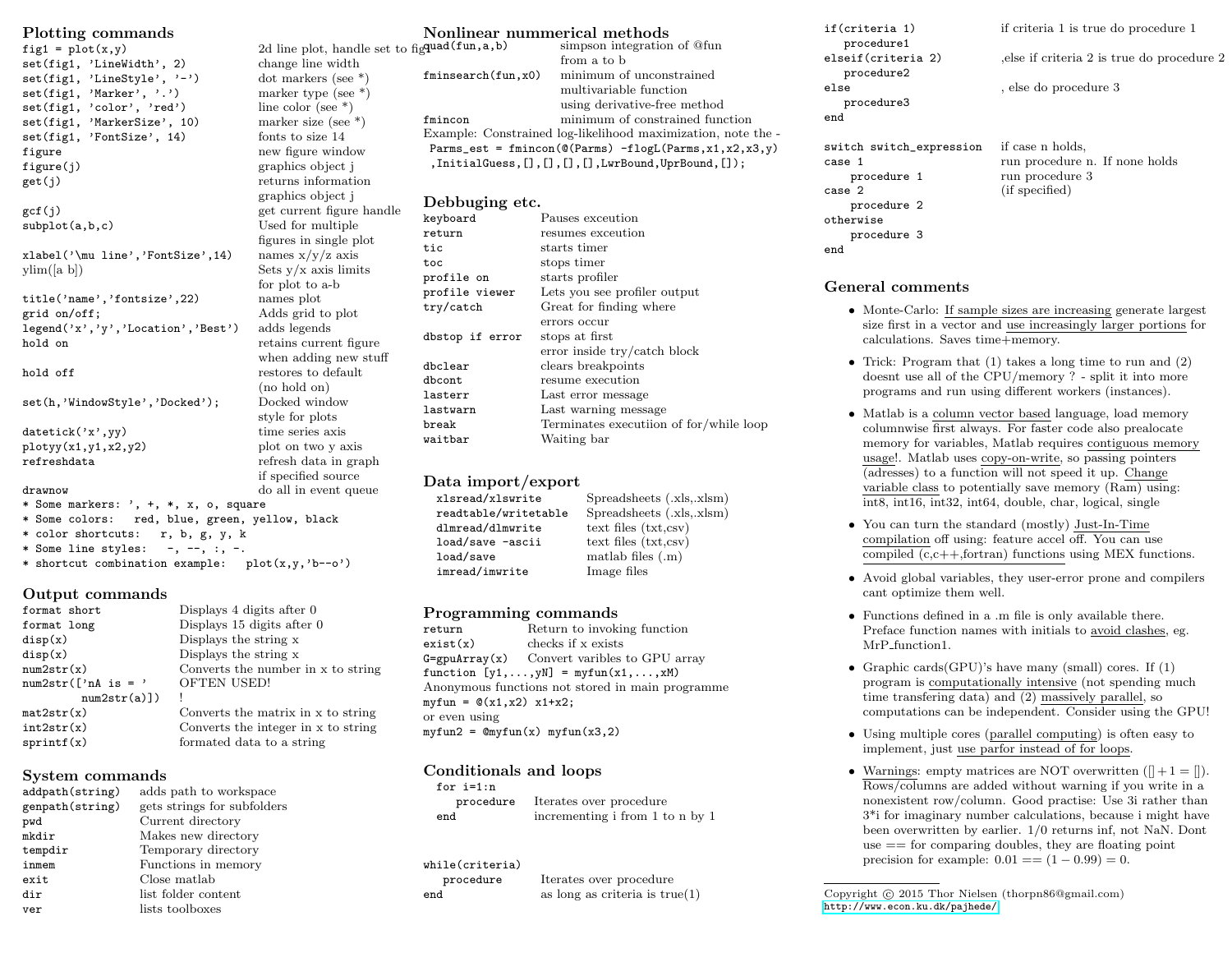## Plotting commands

| | |
|---|---|
| `fig1 = plot(x,y)` | 2d line plot, handle set to fig1 |
| `set(fig1, 'LineWidth', 2)` | change line width |
| `set(fig1, 'LineStyle', '-')` | dot markers (see *) |
| `set(fig1, 'Marker', '.')` | marker type (see *) |
| `set(fig1, 'color', 'red')` | line color (see *) |
| `set(fig1, 'MarkerSize', 10)` | marker size (see *) |
| `set(fig1, 'FontSize', 14)` | fonts to size 14 |
| `figure` | new figure window |
| `figure(j)` | graphics object j |
| `get(j)` | returns information graphics object j |
| `gcf(j)` | get current figure handle |
| `subplot(a,b,c)` | Used for multiple figures in single plot |
| `xlabel('\mu line','FontSize',14)` | names x/y/z axis |
| `ylim([a b])` | Sets y/x axis limits for plot to a-b |
| `title('name','fontsize',22)` | names plot |
| `grid on/off;` | Adds grid to plot |
| `legend('x','y','Location','Best')` | adds legends |
| `hold on` | retains current figure when adding new stuff |
| `hold off` | restores to default (no hold on) |
| `set(h,'WindowStyle','Docked');` | Docked window style for plots |
| `datetick('x',yy)` | time series axis |
| `plotyy(x1,y1,x2,y2)` | plot on two y axis |
| `refreshdata` | refresh data in graph if specified source |
| `drawnow` | do all in event queue |

```
* Some markers: ', +, *, x, o, square
* Some colors:   red, blue, green, yellow, black
* color shortcuts:   r, b, g, y, k
* Some line styles:   -, --, :, -.
* shortcut combination example:   plot(x,y,'b--o')
```

## Output commands

| | |
|---|---|
| `format short` | Displays 4 digits after 0 |
| `format long` | Displays 15 digits after 0 |
| `disp(x)` | Displays the string x |
| `disp(x)` | Displays the string x |
| `num2str(x)` | Converts the number in x to string |
| `num2str(['nA is = ' num2str(a)])` | OFTEN USED! ! |
| `mat2str(x)` | Converts the matrix in x to string |
| `int2str(x)` | Converts the integer in x to string |
| `sprintf(x)` | formated data to a string |

## System commands

| | |
|---|---|
| `addpath(string)` | adds path to workspace |
| `genpath(string)` | gets strings for subfolders |
| `pwd` | Current directory |
| `mkdir` | Makes new directory |
| `tempdir` | Temporary directory |
| `inmem` | Functions in memory |
| `exit` | Close matlab |
| `dir` | list folder content |
| `ver` | lists toolboxes |

## Nonlinear nummerical methods

| | |
|---|---|
| `quad(fun,a,b)` | simpson integration of @fun from a to b |
| `fminsearch(fun,x0)` | minimum of unconstrained multivariable function using derivative-free method |
| `fmincon` | minimum of constrained function |

Example: Constrained log-likelihood maximization, note the -

```
Parms_est = fmincon(@(Parms) -flogL(Parms,x1,x2,x3,y)
,InitialGuess,[],[],[],[],LwrBound,UprBound,[]);
```

## Debbuging etc.

| | |
|---|---|
| `keyboard` | Pauses exceution |
| `return` | resumes exceution |
| `tic` | starts timer |
| `toc` | stops timer |
| `profile on` | starts profiler |
| `profile viewer` | Lets you see profiler output |
| `try/catch` | Great for finding where errors occur |
| `dbstop if error` | stops at first error inside try/catch block |
| `dbclear` | clears breakpoints |
| `dbcont` | resume execution |
| `lasterr` | Last error message |
| `lastwarn` | Last warning message |
| `break` | Terminates executiion of for/while loop |
| `waitbar` | Waiting bar |

## Data import/export

| | |
|---|---|
| `xlsread/xlswrite` | Spreadsheets (.xls,.xlsm) |
| `readtable/writetable` | Spreadsheets (.xls,.xlsm) |
| `dlmread/dlmwrite` | text files (txt,csv) |
| `load/save -ascii` | text files (txt,csv) |
| `load/save` | matlab files (.m) |
| `imread/imwrite` | Image files |

## Programming commands

| | |
|---|---|
| `return` | Return to invoking function |
| `exist(x)` | checks if x exists |
| `G=gpuArray(x)` | Convert varibles to GPU array |

```
function [y1,...,yN] = myfun(x1,...,xM)
```

Anonymous functions not stored in main programme

```
myfun = @(x1,x2) x1+x2;
```

or even using

```
myfun2 = @myfun(x) myfun(x3,2)
```

## Conditionals and loops

```
for i=1:n
   procedure      Iterates over procedure
end               incrementing i from 1 to n by 1
```

```
while(criteria)
   procedure      Iterates over procedure
end               as long as criteria is true(1)
```

```
if(criteria 1)           if criteria 1 is true do procedure 1
   procedure1
elseif(criteria 2)       ,else if criteria 2 is true do procedure 2
   procedure2
else                     , else do procedure 3
   procedure3
end
```

```
switch switch_expression   if case n holds,
case 1                     run procedure n. If none holds
    procedure 1            run procedure 3
case 2                     (if specified)
    procedure 2
otherwise
    procedure 3
end
```

## General comments

- Monte-Carlo: If sample sizes are increasing generate largest size first in a vector and use increasingly larger portions for calculations. Saves time+memory.
- Trick: Program that (1) takes a long time to run and (2) doesnt use all of the CPU/memory ? - split it into more programs and run using different workers (instances).
- Matlab is a column vector based language, load memory columnwise first always. For faster code also prealocate memory for variables, Matlab requires contiguous memory usage!. Matlab uses copy-on-write, so passing pointers (adresses) to a function will not speed it up. Change variable class to potentially save memory (Ram) using: int8, int16, int32, int64, double, char, logical, single
- You can turn the standard (mostly) Just-In-Time compilation off using: feature accel off. You can use compiled (c,c++,fortran) functions using MEX functions.
- Avoid global variables, they user-error prone and compilers cant optimize them well.
- Functions defined in a .m file is only available there. Preface function names with initials to avoid clashes, eg. MrP_function1.
- Graphic cards(GPU)'s have many (small) cores. If (1) program is computationally intensive (not spending much time transfering data) and (2) massively parallel, so computations can be independent. Consider using the GPU!
- Using multiple cores (parallel computing) is often easy to implement, just use parfor instead of for loops.
- Warnings: empty matrices are NOT overwritten ($[] + 1 = []$). Rows/columns are added without warning if you write in a nonexistent row/column. Good practise: Use 3i rather than 3*i for imaginary number calculations, because i might have been overwritten by earlier. 1/0 returns inf, not NaN. Dont use == for comparing doubles, they are floating point precision for example: $0.01 == (1 - 0.99) = 0$.

Copyright © 2015 Thor Nielsen (thorpn86@gmail.com)
http://www.econ.ku.dk/pajhede/